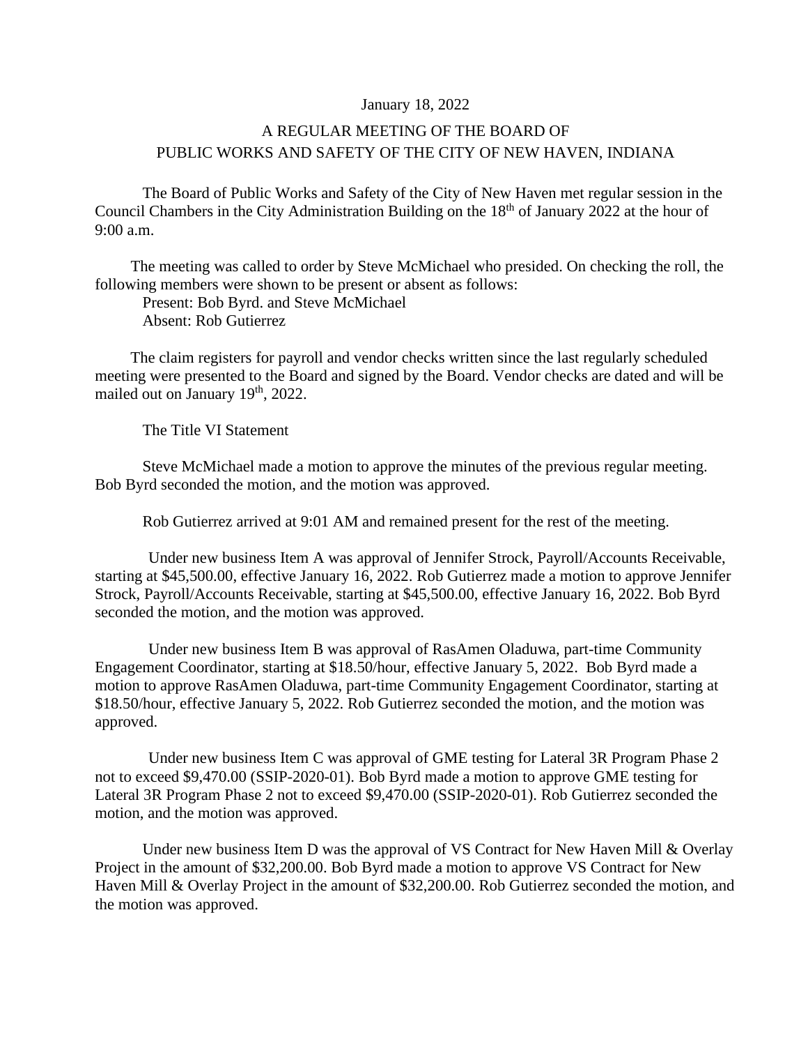January 18, 2022

# A REGULAR MEETING OF THE BOARD OF PUBLIC WORKS AND SAFETY OF THE CITY OF NEW HAVEN, INDIANA

The Board of Public Works and Safety of the City of New Haven met regular session in the Council Chambers in the City Administration Building on the 18th of January 2022 at the hour of 9:00 a.m.

The meeting was called to order by Steve McMichael who presided. On checking the roll, the following members were shown to be present or absent as follows:

Present: Bob Byrd. and Steve McMichael
Absent: Rob Gutierrez

The claim registers for payroll and vendor checks written since the last regularly scheduled meeting were presented to the Board and signed by the Board. Vendor checks are dated and will be mailed out on January 19th, 2022.

The Title VI Statement

Steve McMichael made a motion to approve the minutes of the previous regular meeting. Bob Byrd seconded the motion, and the motion was approved.

Rob Gutierrez arrived at 9:01 AM and remained present for the rest of the meeting.

Under new business Item A was approval of Jennifer Strock, Payroll/Accounts Receivable, starting at $45,500.00, effective January 16, 2022. Rob Gutierrez made a motion to approve Jennifer Strock, Payroll/Accounts Receivable, starting at $45,500.00, effective January 16, 2022. Bob Byrd seconded the motion, and the motion was approved.

Under new business Item B was approval of RasAmen Oladuwa, part-time Community Engagement Coordinator, starting at $18.50/hour, effective January 5, 2022. Bob Byrd made a motion to approve RasAmen Oladuwa, part-time Community Engagement Coordinator, starting at $18.50/hour, effective January 5, 2022. Rob Gutierrez seconded the motion, and the motion was approved.

Under new business Item C was approval of GME testing for Lateral 3R Program Phase 2 not to exceed $9,470.00 (SSIP-2020-01). Bob Byrd made a motion to approve GME testing for Lateral 3R Program Phase 2 not to exceed $9,470.00 (SSIP-2020-01). Rob Gutierrez seconded the motion, and the motion was approved.

Under new business Item D was the approval of VS Contract for New Haven Mill & Overlay Project in the amount of $32,200.00. Bob Byrd made a motion to approve VS Contract for New Haven Mill & Overlay Project in the amount of $32,200.00. Rob Gutierrez seconded the motion, and the motion was approved.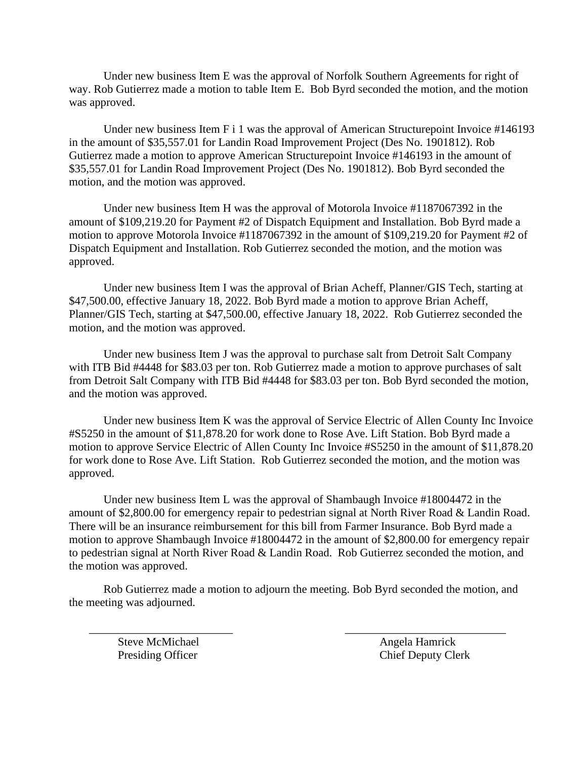Under new business Item E was the approval of Norfolk Southern Agreements for right of way. Rob Gutierrez made a motion to table Item E. Bob Byrd seconded the motion, and the motion was approved.

Under new business Item F i 1 was the approval of American Structurepoint Invoice #146193 in the amount of $35,557.01 for Landin Road Improvement Project (Des No. 1901812). Rob Gutierrez made a motion to approve American Structurepoint Invoice #146193 in the amount of $35,557.01 for Landin Road Improvement Project (Des No. 1901812). Bob Byrd seconded the motion, and the motion was approved.

Under new business Item H was the approval of Motorola Invoice #1187067392 in the amount of $109,219.20 for Payment #2 of Dispatch Equipment and Installation. Bob Byrd made a motion to approve Motorola Invoice #1187067392 in the amount of $109,219.20 for Payment #2 of Dispatch Equipment and Installation. Rob Gutierrez seconded the motion, and the motion was approved.

Under new business Item I was the approval of Brian Acheff, Planner/GIS Tech, starting at $47,500.00, effective January 18, 2022. Bob Byrd made a motion to approve Brian Acheff, Planner/GIS Tech, starting at $47,500.00, effective January 18, 2022. Rob Gutierrez seconded the motion, and the motion was approved.

Under new business Item J was the approval to purchase salt from Detroit Salt Company with ITB Bid #4448 for $83.03 per ton. Rob Gutierrez made a motion to approve purchases of salt from Detroit Salt Company with ITB Bid #4448 for $83.03 per ton. Bob Byrd seconded the motion, and the motion was approved.

Under new business Item K was the approval of Service Electric of Allen County Inc Invoice #S5250 in the amount of $11,878.20 for work done to Rose Ave. Lift Station. Bob Byrd made a motion to approve Service Electric of Allen County Inc Invoice #S5250 in the amount of $11,878.20 for work done to Rose Ave. Lift Station. Rob Gutierrez seconded the motion, and the motion was approved.

Under new business Item L was the approval of Shambaugh Invoice #18004472 in the amount of $2,800.00 for emergency repair to pedestrian signal at North River Road & Landin Road. There will be an insurance reimbursement for this bill from Farmer Insurance. Bob Byrd made a motion to approve Shambaugh Invoice #18004472 in the amount of $2,800.00 for emergency repair to pedestrian signal at North River Road & Landin Road. Rob Gutierrez seconded the motion, and the motion was approved.

Rob Gutierrez made a motion to adjourn the meeting. Bob Byrd seconded the motion, and the meeting was adjourned.

\_\_\_\_\_\_\_\_\_\_\_\_\_\_\_\_\_\_\_\_\_\_\_\_\_\_
Steve McMichael
Presiding Officer

\_\_\_\_\_\_\_\_\_\_\_\_\_\_\_\_\_\_\_\_\_\_\_\_\_\_
Angela Hamrick
Chief Deputy Clerk